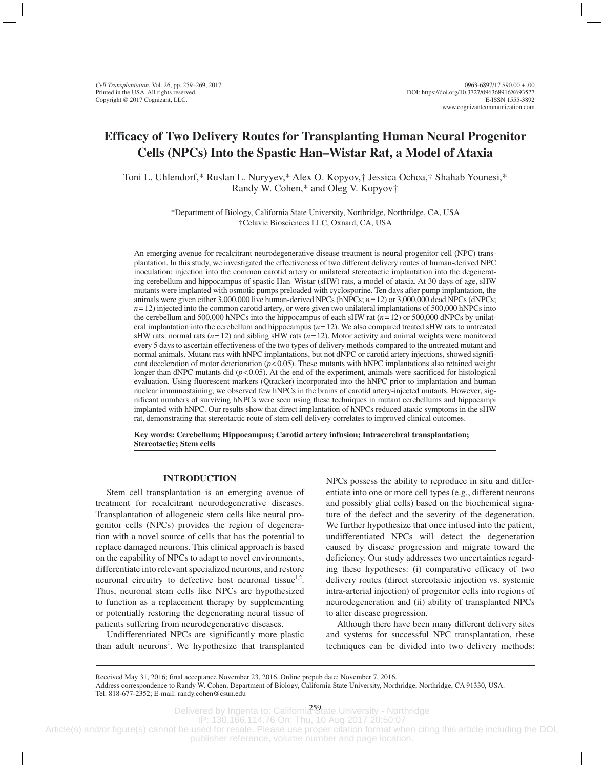# Efficacy of Two Delivery Routes for Transplanting Human Neural Progenitor Cells (NPCs) Into the Spastic Han–Wistar Rat, a Model of Ataxia

Toni L. Uhlendorf,* Ruslan L. Nuryyev,* Alex O. Kopyov,† Jessica Ochoa,† Shahab Younesi,* Randy W. Cohen,* and Oleg V. Kopyov†

*Department of Biology, California State University, Northridge, Northridge, CA, USA
†Celavie Biosciences LLC, Oxnard, CA, USA

An emerging avenue for recalcitrant neurodegenerative disease treatment is neural progenitor cell (NPC) transplantation. In this study, we investigated the effectiveness of two different delivery routes of human-derived NPC inoculation: injection into the common carotid artery or unilateral stereotactic implantation into the degenerating cerebellum and hippocampus of spastic Han–Wistar (sHW) rats, a model of ataxia. At 30 days of age, sHW mutants were implanted with osmotic pumps preloaded with cyclosporine. Ten days after pump implantation, the animals were given either 3,000,000 live human-derived NPCs (hNPCs; $n=12$) or 3,000,000 dead NPCs (dNPCs; $n=12$) injected into the common carotid artery, or were given two unilateral implantations of 500,000 hNPCs into the cerebellum and 500,000 hNPCs into the hippocampus of each sHW rat ($n=12$) or 500,000 dNPCs by unilateral implantation into the cerebellum and hippocampus ($n=12$). We also compared treated sHW rats to untreated sHW rats: normal rats ($n=12$) and sibling sHW rats ($n=12$). Motor activity and animal weights were monitored every 5 days to ascertain effectiveness of the two types of delivery methods compared to the untreated mutant and normal animals. Mutant rats with hNPC implantations, but not dNPC or carotid artery injections, showed significant deceleration of motor deterioration ($p<0.05$). These mutants with hNPC implantations also retained weight longer than dNPC mutants did ($p<0.05$). At the end of the experiment, animals were sacrificed for histological evaluation. Using fluorescent markers (Qtracker) incorporated into the hNPC prior to implantation and human nuclear immunostaining, we observed few hNPCs in the brains of carotid artery-injected mutants. However, significant numbers of surviving hNPCs were seen using these techniques in mutant cerebellums and hippocampi implanted with hNPC. Our results show that direct implantation of hNPCs reduced ataxic symptoms in the sHW rat, demonstrating that stereotactic route of stem cell delivery correlates to improved clinical outcomes.

**Key words: Cerebellum; Hippocampus; Carotid artery infusion; Intracerebral transplantation; Stereotactic; Stem cells**

## INTRODUCTION

Stem cell transplantation is an emerging avenue of treatment for recalcitrant neurodegenerative diseases. Transplantation of allogeneic stem cells like neural progenitor cells (NPCs) provides the region of degeneration with a novel source of cells that has the potential to replace damaged neurons. This clinical approach is based on the capability of NPCs to adapt to novel environments, differentiate into relevant specialized neurons, and restore neuronal circuitry to defective host neuronal tissue[1,2]. Thus, neuronal stem cells like NPCs are hypothesized to function as a replacement therapy by supplementing or potentially restoring the degenerating neural tissue of patients suffering from neurodegenerative diseases.

Undifferentiated NPCs are significantly more plastic than adult neurons[1]. We hypothesize that transplanted NPCs possess the ability to reproduce in situ and differentiate into one or more cell types (e.g., different neurons and possibly glial cells) based on the biochemical signature of the defect and the severity of the degeneration. We further hypothesize that once infused into the patient, undifferentiated NPCs will detect the degeneration caused by disease progression and migrate toward the deficiency. Our study addresses two uncertainties regarding these hypotheses: (i) comparative efficacy of two delivery routes (direct stereotaxic injection vs. systemic intra-arterial injection) of progenitor cells into regions of neurodegeneration and (ii) ability of transplanted NPCs to alter disease progression.

Although there have been many different delivery sites and systems for successful NPC transplantation, these techniques can be divided into two delivery methods:

Received May 31, 2016; final acceptance November 23, 2016. Online prepub date: November 7, 2016.
Address correspondence to Randy W. Cohen, Department of Biology, California State University, Northridge, Northridge, CA 91330, USA. Tel: 818-677-2352; E-mail: randy.cohen@csun.edu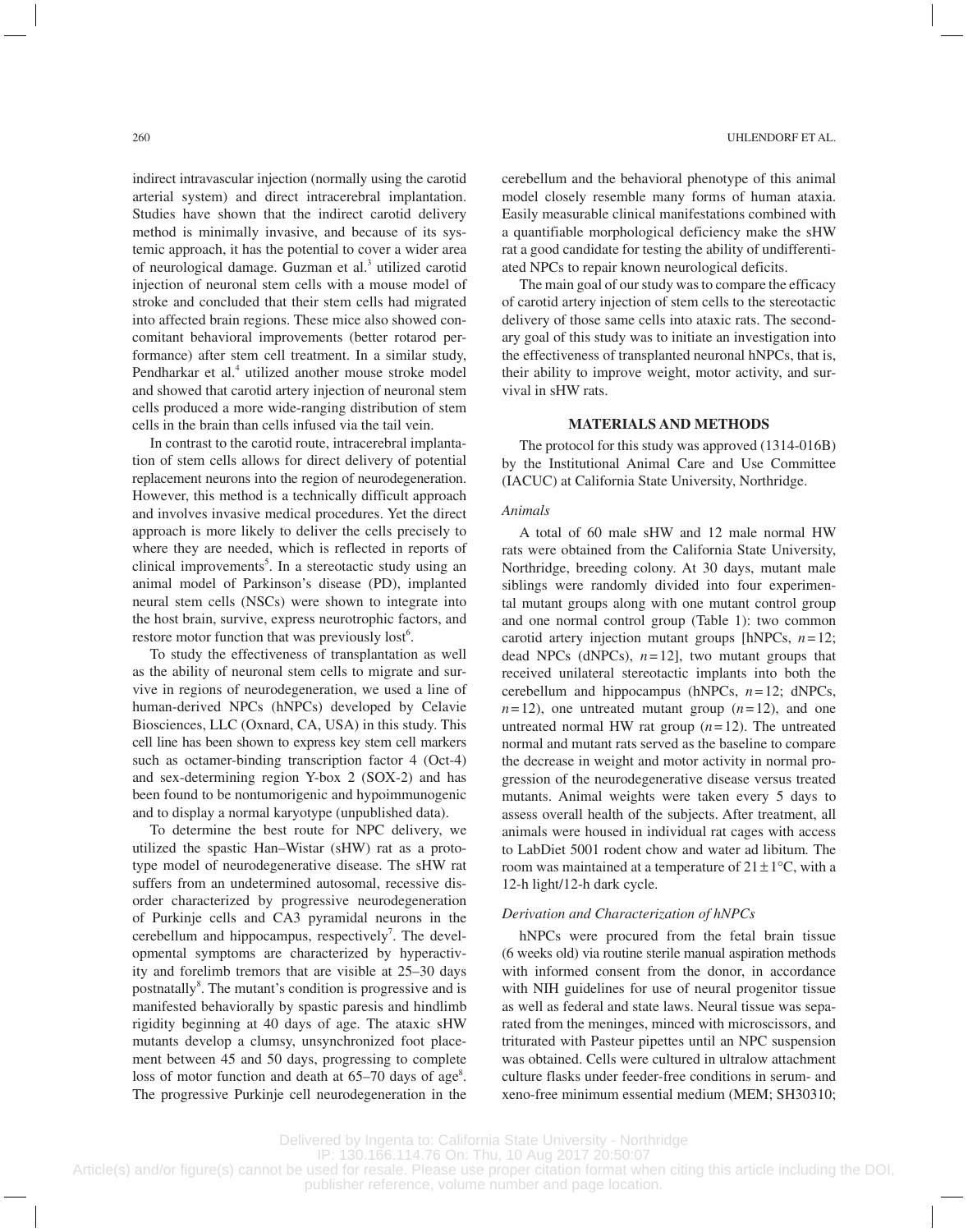indirect intravascular injection (normally using the carotid arterial system) and direct intracerebral implantation. Studies have shown that the indirect carotid delivery method is minimally invasive, and because of its systemic approach, it has the potential to cover a wider area of neurological damage. Guzman et al.[3] utilized carotid injection of neuronal stem cells with a mouse model of stroke and concluded that their stem cells had migrated into affected brain regions. These mice also showed concomitant behavioral improvements (better rotarod performance) after stem cell treatment. In a similar study, Pendharkar et al.[4] utilized another mouse stroke model and showed that carotid artery injection of neuronal stem cells produced a more wide-ranging distribution of stem cells in the brain than cells infused via the tail vein.

In contrast to the carotid route, intracerebral implantation of stem cells allows for direct delivery of potential replacement neurons into the region of neurodegeneration. However, this method is a technically difficult approach and involves invasive medical procedures. Yet the direct approach is more likely to deliver the cells precisely to where they are needed, which is reflected in reports of clinical improvements[5]. In a stereotactic study using an animal model of Parkinson's disease (PD), implanted neural stem cells (NSCs) were shown to integrate into the host brain, survive, express neurotrophic factors, and restore motor function that was previously lost[6].

To study the effectiveness of transplantation as well as the ability of neuronal stem cells to migrate and survive in regions of neurodegeneration, we used a line of human-derived NPCs (hNPCs) developed by Celavie Biosciences, LLC (Oxnard, CA, USA) in this study. This cell line has been shown to express key stem cell markers such as octamer-binding transcription factor 4 (Oct-4) and sex-determining region Y-box 2 (SOX-2) and has been found to be nontumorigenic and hypoimmunogenic and to display a normal karyotype (unpublished data).

To determine the best route for NPC delivery, we utilized the spastic Han–Wistar (sHW) rat as a prototype model of neurodegenerative disease. The sHW rat suffers from an undetermined autosomal, recessive disorder characterized by progressive neurodegeneration of Purkinje cells and CA3 pyramidal neurons in the cerebellum and hippocampus, respectively[7]. The developmental symptoms are characterized by hyperactivity and forelimb tremors that are visible at 25–30 days postnatally[8]. The mutant's condition is progressive and is manifested behaviorally by spastic paresis and hindlimb rigidity beginning at 40 days of age. The ataxic sHW mutants develop a clumsy, unsynchronized foot placement between 45 and 50 days, progressing to complete loss of motor function and death at 65–70 days of age[8]. The progressive Purkinje cell neurodegeneration in the cerebellum and the behavioral phenotype of this animal model closely resemble many forms of human ataxia. Easily measurable clinical manifestations combined with a quantifiable morphological deficiency make the sHW rat a good candidate for testing the ability of undifferentiated NPCs to repair known neurological deficits.

The main goal of our study was to compare the efficacy of carotid artery injection of stem cells to the stereotactic delivery of those same cells into ataxic rats. The secondary goal of this study was to initiate an investigation into the effectiveness of transplanted neuronal hNPCs, that is, their ability to improve weight, motor activity, and survival in sHW rats.

## MATERIALS AND METHODS

The protocol for this study was approved (1314-016B) by the Institutional Animal Care and Use Committee (IACUC) at California State University, Northridge.

### *Animals*

A total of 60 male sHW and 12 male normal HW rats were obtained from the California State University, Northridge, breeding colony. At 30 days, mutant male siblings were randomly divided into four experimental mutant groups along with one mutant control group and one normal control group (Table 1): two common carotid artery injection mutant groups [hNPCs, $n=12$; dead NPCs (dNPCs), $n=12$], two mutant groups that received unilateral stereotactic implants into both the cerebellum and hippocampus (hNPCs, $n=12$; dNPCs, $n=12$), one untreated mutant group ($n=12$), and one untreated normal HW rat group ($n=12$). The untreated normal and mutant rats served as the baseline to compare the decrease in weight and motor activity in normal progression of the neurodegenerative disease versus treated mutants. Animal weights were taken every 5 days to assess overall health of the subjects. After treatment, all animals were housed in individual rat cages with access to LabDiet 5001 rodent chow and water ad libitum. The room was maintained at a temperature of $21\pm1$°C, with a 12-h light/12-h dark cycle.

### *Derivation and Characterization of hNPCs*

hNPCs were procured from the fetal brain tissue (6 weeks old) via routine sterile manual aspiration methods with informed consent from the donor, in accordance with NIH guidelines for use of neural progenitor tissue as well as federal and state laws. Neural tissue was separated from the meninges, minced with microscissors, and triturated with Pasteur pipettes until an NPC suspension was obtained. Cells were cultured in ultralow attachment culture flasks under feeder-free conditions in serum- and xeno-free minimum essential medium (MEM; SH30310;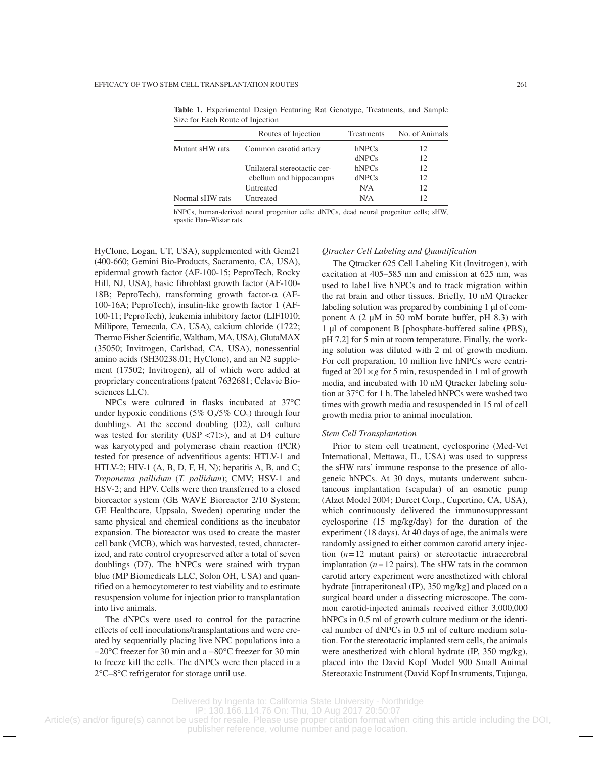**Table 1.** Experimental Design Featuring Rat Genotype, Treatments, and Sample Size for Each Route of Injection

| | Routes of Injection | Treatments | No. of Animals |
|---|---|---|---|
| Mutant sHW rats | Common carotid artery | hNPCs | 12 |
| | | dNPCs | 12 |
| | Unilateral stereotactic cerebellum and hippocampus | hNPCs | 12 |
| | | dNPCs | 12 |
| | Untreated | N/A | 12 |
| Normal sHW rats | Untreated | N/A | 12 |

hNPCs, human-derived neural progenitor cells; dNPCs, dead neural progenitor cells; sHW, spastic Han–Wistar rats.

HyClone, Logan, UT, USA), supplemented with Gem21 (400-660; Gemini Bio-Products, Sacramento, CA, USA), epidermal growth factor (AF-100-15; PeproTech, Rocky Hill, NJ, USA), basic fibroblast growth factor (AF-100-18B; PeproTech), transforming growth factor-α (AF-100-16A; PeproTech), insulin-like growth factor 1 (AF-100-11; PeproTech), leukemia inhibitory factor (LIF1010; Millipore, Temecula, CA, USA), calcium chloride (1722; Thermo Fisher Scientific, Waltham, MA, USA), GlutaMAX (35050; Invitrogen, Carlsbad, CA, USA), nonessential amino acids (SH30238.01; HyClone), and an N2 supplement (17502; Invitrogen), all of which were added at proprietary concentrations (patent 7632681; Celavie Biosciences LLC).

NPCs were cultured in flasks incubated at 37°C under hypoxic conditions (5% $O_2$/5% $CO_2$) through four doublings. At the second doubling (D2), cell culture was tested for sterility (USP <71>), and at D4 culture was karyotyped and polymerase chain reaction (PCR) tested for presence of adventitious agents: HTLV-1 and HTLV-2; HIV-1 (A, B, D, F, H, N); hepatitis A, B, and C; *Treponema pallidum* (*T. pallidum*); CMV; HSV-1 and HSV-2; and HPV. Cells were then transferred to a closed bioreactor system (GE WAVE Bioreactor 2/10 System; GE Healthcare, Uppsala, Sweden) operating under the same physical and chemical conditions as the incubator expansion. The bioreactor was used to create the master cell bank (MCB), which was harvested, tested, characterized, and rate control cryopreserved after a total of seven doublings (D7). The hNPCs were stained with trypan blue (MP Biomedicals LLC, Solon OH, USA) and quantified on a hemocytometer to test viability and to estimate resuspension volume for injection prior to transplantation into live animals.

The dNPCs were used to control for the paracrine effects of cell inoculations/transplantations and were created by sequentially placing live NPC populations into a −20°C freezer for 30 min and a −80°C freezer for 30 min to freeze kill the cells. The dNPCs were then placed in a 2°C–8°C refrigerator for storage until use.

### *Qtracker Cell Labeling and Quantification*

The Qtracker 625 Cell Labeling Kit (Invitrogen), with excitation at 405–585 nm and emission at 625 nm, was used to label live hNPCs and to track migration within the rat brain and other tissues. Briefly, 10 nM Qtracker labeling solution was prepared by combining 1 µl of component A (2 µM in 50 mM borate buffer, pH 8.3) with 1 µl of component B [phosphate-buffered saline (PBS), pH 7.2] for 5 min at room temperature. Finally, the working solution was diluted with 2 ml of growth medium. For cell preparation, 10 million live hNPCs were centrifuged at $201 \times g$ for 5 min, resuspended in 1 ml of growth media, and incubated with 10 nM Qtracker labeling solution at 37°C for 1 h. The labeled hNPCs were washed two times with growth media and resuspended in 15 ml of cell growth media prior to animal inoculation.

### *Stem Cell Transplantation*

Prior to stem cell treatment, cyclosporine (Med-Vet International, Mettawa, IL, USA) was used to suppress the sHW rats' immune response to the presence of allogeneic hNPCs. At 30 days, mutants underwent subcutaneous implantation (scapular) of an osmotic pump (Alzet Model 2004; Durect Corp., Cupertino, CA, USA), which continuously delivered the immunosuppressant cyclosporine (15 mg/kg/day) for the duration of the experiment (18 days). At 40 days of age, the animals were randomly assigned to either common carotid artery injection ($n = 12$ mutant pairs) or stereotactic intracerebral implantation ($n = 12$ pairs). The sHW rats in the common carotid artery experiment were anesthetized with chloral hydrate [intraperitoneal (IP), 350 mg/kg] and placed on a surgical board under a dissecting microscope. The common carotid-injected animals received either 3,000,000 hNPCs in 0.5 ml of growth culture medium or the identical number of dNPCs in 0.5 ml of culture medium solution. For the stereotactic implanted stem cells, the animals were anesthetized with chloral hydrate (IP, 350 mg/kg), placed into the David Kopf Model 900 Small Animal Stereotaxic Instrument (David Kopf Instruments, Tujunga,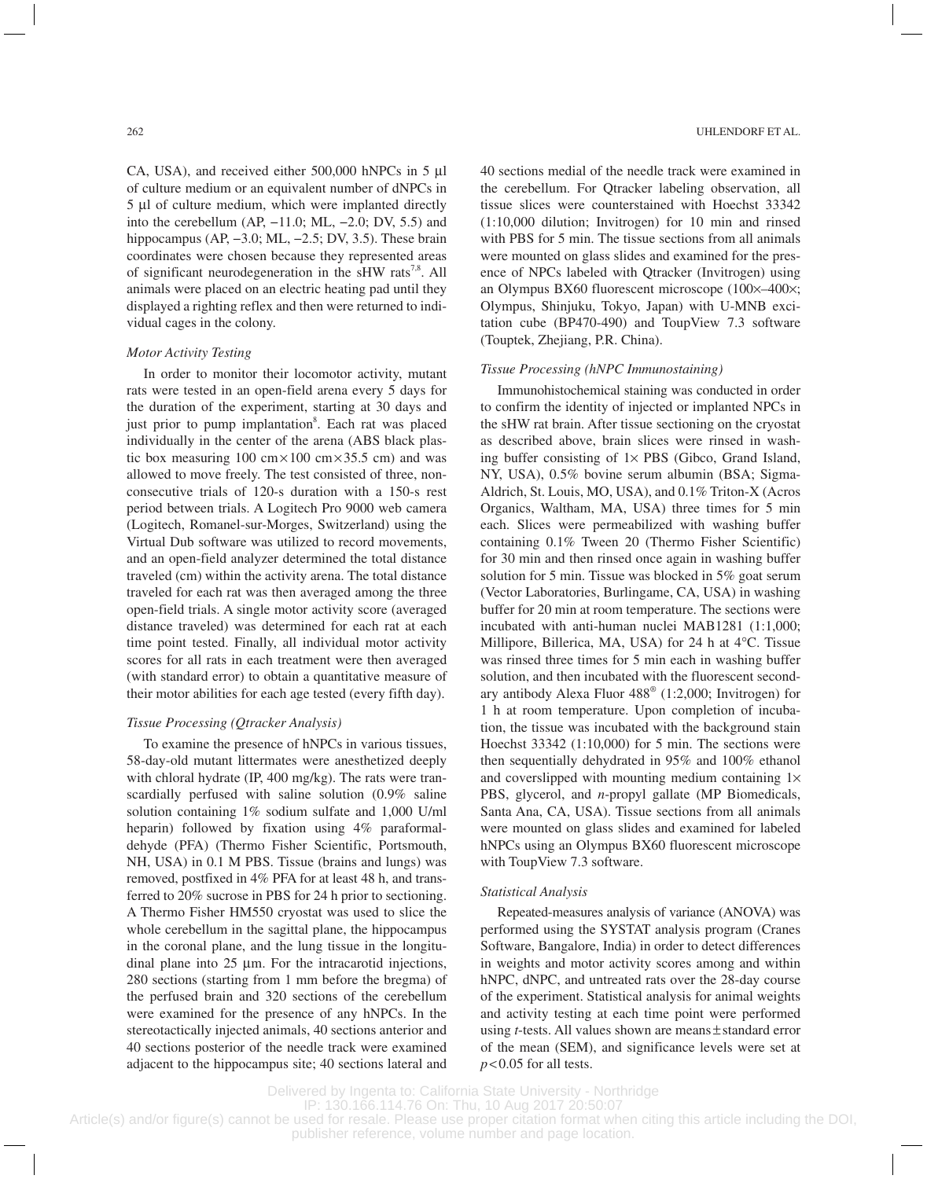CA, USA), and received either 500,000 hNPCs in 5 µl of culture medium or an equivalent number of dNPCs in 5 µl of culture medium, which were implanted directly into the cerebellum (AP, −11.0; ML, −2.0; DV, 5.5) and hippocampus (AP, −3.0; ML, −2.5; DV, 3.5). These brain coordinates were chosen because they represented areas of significant neurodegeneration in the sHW rats[7,8]. All animals were placed on an electric heating pad until they displayed a righting reflex and then were returned to individual cages in the colony.

### *Motor Activity Testing*

In order to monitor their locomotor activity, mutant rats were tested in an open-field arena every 5 days for the duration of the experiment, starting at 30 days and just prior to pump implantation[8]. Each rat was placed individually in the center of the arena (ABS black plastic box measuring 100 cm × 100 cm × 35.5 cm) and was allowed to move freely. The test consisted of three, nonconsecutive trials of 120-s duration with a 150-s rest period between trials. A Logitech Pro 9000 web camera (Logitech, Romanel-sur-Morges, Switzerland) using the Virtual Dub software was utilized to record movements, and an open-field analyzer determined the total distance traveled (cm) within the activity arena. The total distance traveled for each rat was then averaged among the three open-field trials. A single motor activity score (averaged distance traveled) was determined for each rat at each time point tested. Finally, all individual motor activity scores for all rats in each treatment were then averaged (with standard error) to obtain a quantitative measure of their motor abilities for each age tested (every fifth day).

### *Tissue Processing (Qtracker Analysis)*

To examine the presence of hNPCs in various tissues, 58-day-old mutant littermates were anesthetized deeply with chloral hydrate (IP, 400 mg/kg). The rats were transcardially perfused with saline solution (0.9% saline solution containing 1% sodium sulfate and 1,000 U/ml heparin) followed by fixation using 4% paraformaldehyde (PFA) (Thermo Fisher Scientific, Portsmouth, NH, USA) in 0.1 M PBS. Tissue (brains and lungs) was removed, postfixed in 4% PFA for at least 48 h, and transferred to 20% sucrose in PBS for 24 h prior to sectioning. A Thermo Fisher HM550 cryostat was used to slice the whole cerebellum in the sagittal plane, the hippocampus in the coronal plane, and the lung tissue in the longitudinal plane into 25 µm. For the intracarotid injections, 280 sections (starting from 1 mm before the bregma) of the perfused brain and 320 sections of the cerebellum were examined for the presence of any hNPCs. In the stereotactically injected animals, 40 sections anterior and 40 sections posterior of the needle track were examined adjacent to the hippocampus site; 40 sections lateral and 40 sections medial of the needle track were examined in the cerebellum. For Qtracker labeling observation, all tissue slices were counterstained with Hoechst 33342 (1:10,000 dilution; Invitrogen) for 10 min and rinsed with PBS for 5 min. The tissue sections from all animals were mounted on glass slides and examined for the presence of NPCs labeled with Qtracker (Invitrogen) using an Olympus BX60 fluorescent microscope (100×–400×; Olympus, Shinjuku, Tokyo, Japan) with U-MNB excitation cube (BP470-490) and ToupView 7.3 software (Touptek, Zhejiang, P.R. China).

### *Tissue Processing (hNPC Immunostaining)*

Immunohistochemical staining was conducted in order to confirm the identity of injected or implanted NPCs in the sHW rat brain. After tissue sectioning on the cryostat as described above, brain slices were rinsed in washing buffer consisting of 1× PBS (Gibco, Grand Island, NY, USA), 0.5% bovine serum albumin (BSA; Sigma-Aldrich, St. Louis, MO, USA), and 0.1% Triton-X (Acros Organics, Waltham, MA, USA) three times for 5 min each. Slices were permeabilized with washing buffer containing 0.1% Tween 20 (Thermo Fisher Scientific) for 30 min and then rinsed once again in washing buffer solution for 5 min. Tissue was blocked in 5% goat serum (Vector Laboratories, Burlingame, CA, USA) in washing buffer for 20 min at room temperature. The sections were incubated with anti-human nuclei MAB1281 (1:1,000; Millipore, Billerica, MA, USA) for 24 h at 4°C. Tissue was rinsed three times for 5 min each in washing buffer solution, and then incubated with the fluorescent secondary antibody Alexa Fluor 488® (1:2,000; Invitrogen) for 1 h at room temperature. Upon completion of incubation, the tissue was incubated with the background stain Hoechst 33342 (1:10,000) for 5 min. The sections were then sequentially dehydrated in 95% and 100% ethanol and coverslipped with mounting medium containing 1× PBS, glycerol, and *n*-propyl gallate (MP Biomedicals, Santa Ana, CA, USA). Tissue sections from all animals were mounted on glass slides and examined for labeled hNPCs using an Olympus BX60 fluorescent microscope with ToupView 7.3 software.

### *Statistical Analysis*

Repeated-measures analysis of variance (ANOVA) was performed using the SYSTAT analysis program (Cranes Software, Bangalore, India) in order to detect differences in weights and motor activity scores among and within hNPC, dNPC, and untreated rats over the 28-day course of the experiment. Statistical analysis for animal weights and activity testing at each time point were performed using *t*-tests. All values shown are means ± standard error of the mean (SEM), and significance levels were set at $p < 0.05$ for all tests.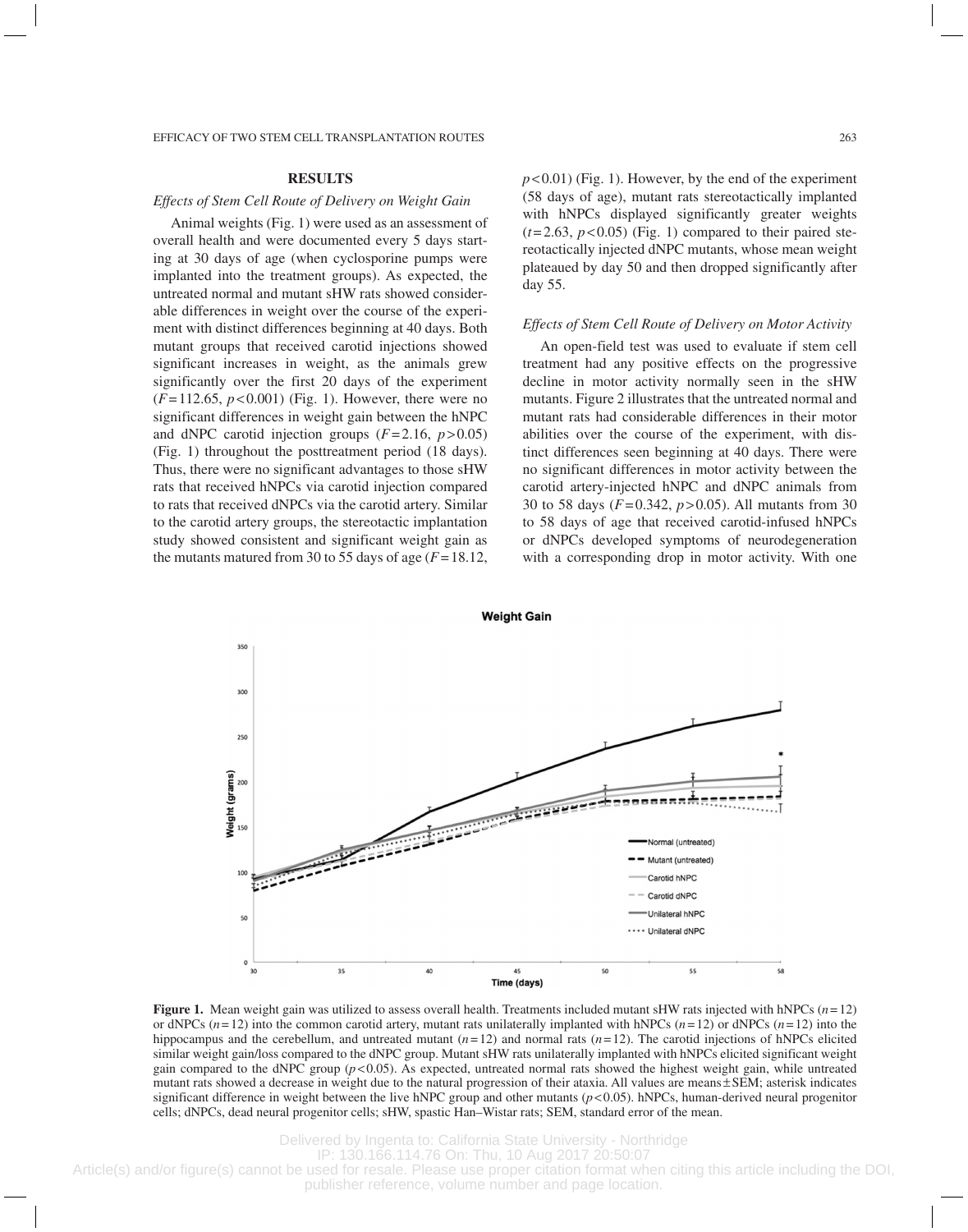## RESULTS

### *Effects of Stem Cell Route of Delivery on Weight Gain*

Animal weights (Fig. 1) were used as an assessment of overall health and were documented every 5 days starting at 30 days of age (when cyclosporine pumps were implanted into the treatment groups). As expected, the untreated normal and mutant sHW rats showed considerable differences in weight over the course of the experiment with distinct differences beginning at 40 days. Both mutant groups that received carotid injections showed significant increases in weight, as the animals grew significantly over the first 20 days of the experiment ($F = 112.65$, $p < 0.001$) (Fig. 1). However, there were no significant differences in weight gain between the hNPC and dNPC carotid injection groups ($F = 2.16$, $p > 0.05$) (Fig. 1) throughout the posttreatment period (18 days). Thus, there were no significant advantages to those sHW rats that received hNPCs via carotid injection compared to rats that received dNPCs via the carotid artery. Similar to the carotid artery groups, the stereotactic implantation study showed consistent and significant weight gain as the mutants matured from 30 to 55 days of age ($F = 18.12$, $p < 0.01$) (Fig. 1). However, by the end of the experiment (58 days of age), mutant rats stereotactically implanted with hNPCs displayed significantly greater weights ($t = 2.63$, $p < 0.05$) (Fig. 1) compared to their paired stereotactically injected dNPC mutants, whose mean weight plateaued by day 50 and then dropped significantly after day 55.

### *Effects of Stem Cell Route of Delivery on Motor Activity*

An open-field test was used to evaluate if stem cell treatment had any positive effects on the progressive decline in motor activity normally seen in the sHW mutants. Figure 2 illustrates that the untreated normal and mutant rats had considerable differences in their motor abilities over the course of the experiment, with distinct differences seen beginning at 40 days. There were no significant differences in motor activity between the carotid artery-injected hNPC and dNPC animals from 30 to 58 days ($F = 0.342$, $p > 0.05$). All mutants from 30 to 58 days of age that received carotid-infused hNPCs or dNPCs developed symptoms of neurodegeneration with a corresponding drop in motor activity. With one

**Figure 1.** Mean weight gain was utilized to assess overall health. Treatments included mutant sHW rats injected with hNPCs ($n = 12$) or dNPCs ($n = 12$) into the common carotid artery, mutant rats unilaterally implanted with hNPCs ($n = 12$) or dNPCs ($n = 12$) into the hippocampus and the cerebellum, and untreated mutant ($n = 12$) and normal rats ($n = 12$). The carotid injections of hNPCs elicited similar weight gain/loss compared to the dNPC group. Mutant sHW rats unilaterally implanted with hNPCs elicited significant weight gain compared to the dNPC group ($p < 0.05$). As expected, untreated normal rats showed the highest weight gain, while untreated mutant rats showed a decrease in weight due to the natural progression of their ataxia. All values are means ± SEM; asterisk indicates significant difference in weight between the live hNPC group and other mutants ($p < 0.05$). hNPCs, human-derived neural progenitor cells; dNPCs, dead neural progenitor cells; sHW, spastic Han–Wistar rats; SEM, standard error of the mean.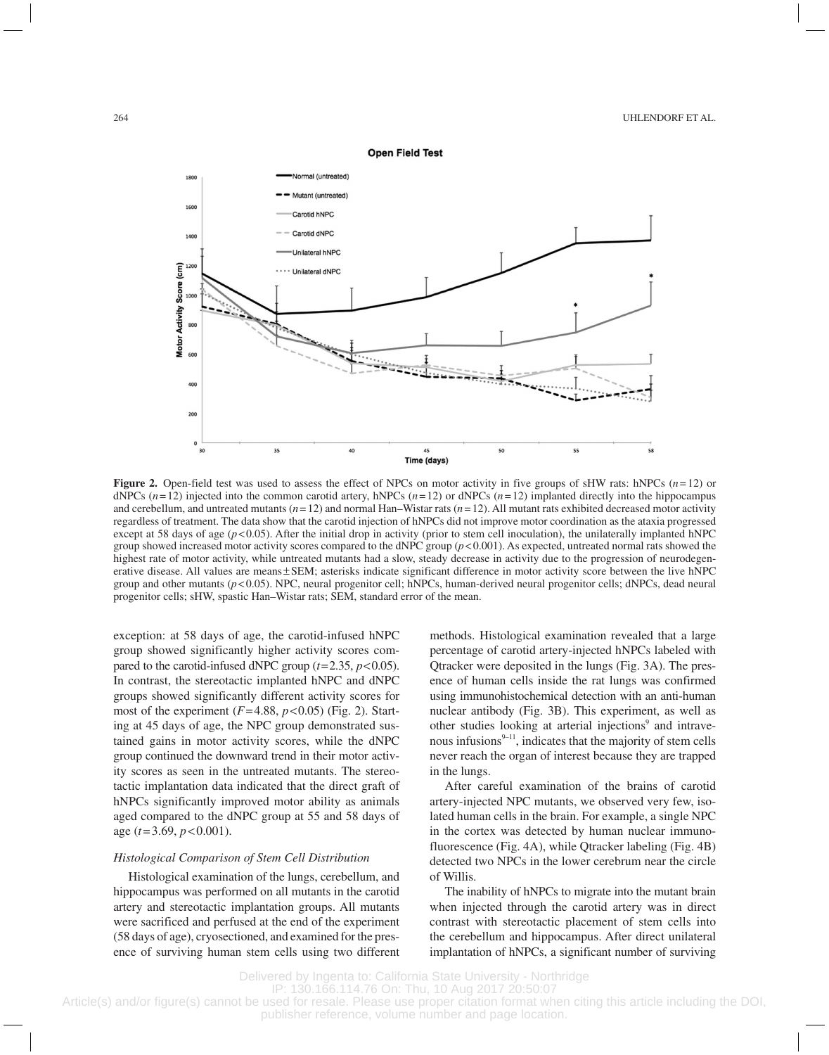**Figure 2.** Open-field test was used to assess the effect of NPCs on motor activity in five groups of sHW rats: hNPCs ($n=12$) or dNPCs ($n=12$) injected into the common carotid artery, hNPCs ($n=12$) or dNPCs ($n=12$) implanted directly into the hippocampus and cerebellum, and untreated mutants ($n=12$) and normal Han–Wistar rats ($n=12$). All mutant rats exhibited decreased motor activity regardless of treatment. The data show that the carotid injection of hNPCs did not improve motor coordination as the ataxia progressed except at 58 days of age ($p<0.05$). After the initial drop in activity (prior to stem cell inoculation), the unilaterally implanted hNPC group showed increased motor activity scores compared to the dNPC group ($p<0.001$). As expected, untreated normal rats showed the highest rate of motor activity, while untreated mutants had a slow, steady decrease in activity due to the progression of neurodegenerative disease. All values are means ± SEM; asterisks indicate significant difference in motor activity score between the live hNPC group and other mutants ($p<0.05$). NPC, neural progenitor cell; hNPCs, human-derived neural progenitor cells; dNPCs, dead neural progenitor cells; sHW, spastic Han–Wistar rats; SEM, standard error of the mean.

exception: at 58 days of age, the carotid-infused hNPC group showed significantly higher activity scores compared to the carotid-infused dNPC group ($t=2.35$, $p<0.05$). In contrast, the stereotactic implanted hNPC and dNPC groups showed significantly different activity scores for most of the experiment ($F=4.88$, $p<0.05$) (Fig. 2). Starting at 45 days of age, the NPC group demonstrated sustained gains in motor activity scores, while the dNPC group continued the downward trend in their motor activity scores as seen in the untreated mutants. The stereotactic implantation data indicated that the direct graft of hNPCs significantly improved motor ability as animals aged compared to the dNPC group at 55 and 58 days of age ($t=3.69$, $p<0.001$).

### *Histological Comparison of Stem Cell Distribution*

Histological examination of the lungs, cerebellum, and hippocampus was performed on all mutants in the carotid artery and stereotactic implantation groups. All mutants were sacrificed and perfused at the end of the experiment (58 days of age), cryosectioned, and examined for the presence of surviving human stem cells using two different methods. Histological examination revealed that a large percentage of carotid artery-injected hNPCs labeled with Qtracker were deposited in the lungs (Fig. 3A). The presence of human cells inside the rat lungs was confirmed using immunohistochemical detection with an anti-human nuclear antibody (Fig. 3B). This experiment, as well as other studies looking at arterial injections[9] and intravenous infusions[9–11], indicates that the majority of stem cells never reach the organ of interest because they are trapped in the lungs.

After careful examination of the brains of carotid artery-injected NPC mutants, we observed very few, isolated human cells in the brain. For example, a single NPC in the cortex was detected by human nuclear immunofluorescence (Fig. 4A), while Qtracker labeling (Fig. 4B) detected two NPCs in the lower cerebrum near the circle of Willis.

The inability of hNPCs to migrate into the mutant brain when injected through the carotid artery was in direct contrast with stereotactic placement of stem cells into the cerebellum and hippocampus. After direct unilateral implantation of hNPCs, a significant number of surviving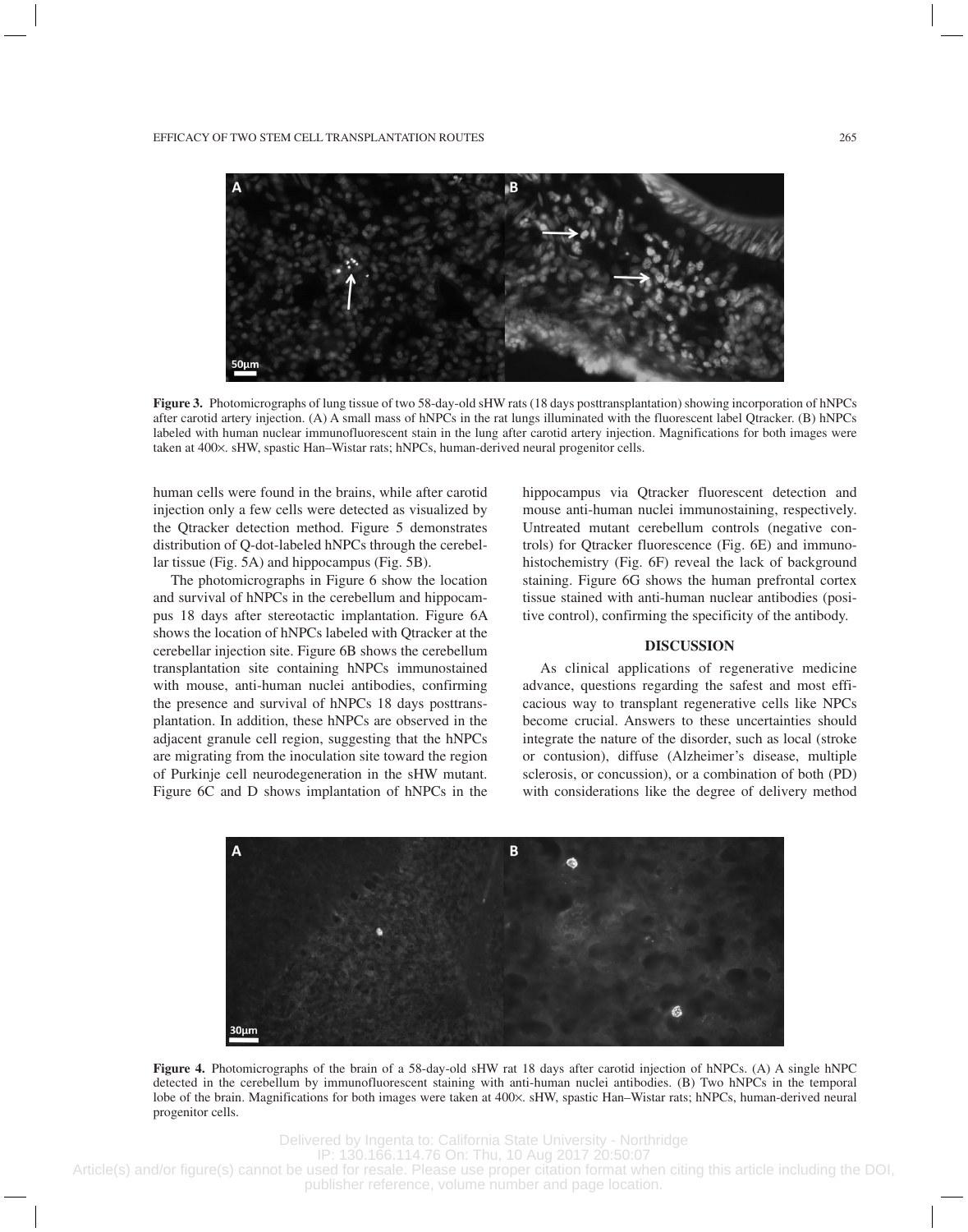**Figure 3.** Photomicrographs of lung tissue of two 58-day-old sHW rats (18 days posttransplantation) showing incorporation of hNPCs after carotid artery injection. (A) A small mass of hNPCs in the rat lungs illuminated with the fluorescent label Qtracker. (B) hNPCs labeled with human nuclear immunofluorescent stain in the lung after carotid artery injection. Magnifications for both images were taken at 400×. sHW, spastic Han–Wistar rats; hNPCs, human-derived neural progenitor cells.

human cells were found in the brains, while after carotid injection only a few cells were detected as visualized by the Qtracker detection method. Figure 5 demonstrates distribution of Q-dot-labeled hNPCs through the cerebellar tissue (Fig. 5A) and hippocampus (Fig. 5B).

The photomicrographs in Figure 6 show the location and survival of hNPCs in the cerebellum and hippocampus 18 days after stereotactic implantation. Figure 6A shows the location of hNPCs labeled with Qtracker at the cerebellar injection site. Figure 6B shows the cerebellum transplantation site containing hNPCs immunostained with mouse, anti-human nuclei antibodies, confirming the presence and survival of hNPCs 18 days posttransplantation. In addition, these hNPCs are observed in the adjacent granule cell region, suggesting that the hNPCs are migrating from the inoculation site toward the region of Purkinje cell neurodegeneration in the sHW mutant. Figure 6C and D shows implantation of hNPCs in the hippocampus via Qtracker fluorescent detection and mouse anti-human nuclei immunostaining, respectively. Untreated mutant cerebellum controls (negative controls) for Qtracker fluorescence (Fig. 6E) and immunohistochemistry (Fig. 6F) reveal the lack of background staining. Figure 6G shows the human prefrontal cortex tissue stained with anti-human nuclear antibodies (positive control), confirming the specificity of the antibody.

## DISCUSSION

As clinical applications of regenerative medicine advance, questions regarding the safest and most efficacious way to transplant regenerative cells like NPCs become crucial. Answers to these uncertainties should integrate the nature of the disorder, such as local (stroke or contusion), diffuse (Alzheimer's disease, multiple sclerosis, or concussion), or a combination of both (PD) with considerations like the degree of delivery method

**Figure 4.** Photomicrographs of the brain of a 58-day-old sHW rat 18 days after carotid injection of hNPCs. (A) A single hNPC detected in the cerebellum by immunofluorescent staining with anti-human nuclei antibodies. (B) Two hNPCs in the temporal lobe of the brain. Magnifications for both images were taken at 400×. sHW, spastic Han–Wistar rats; hNPCs, human-derived neural progenitor cells.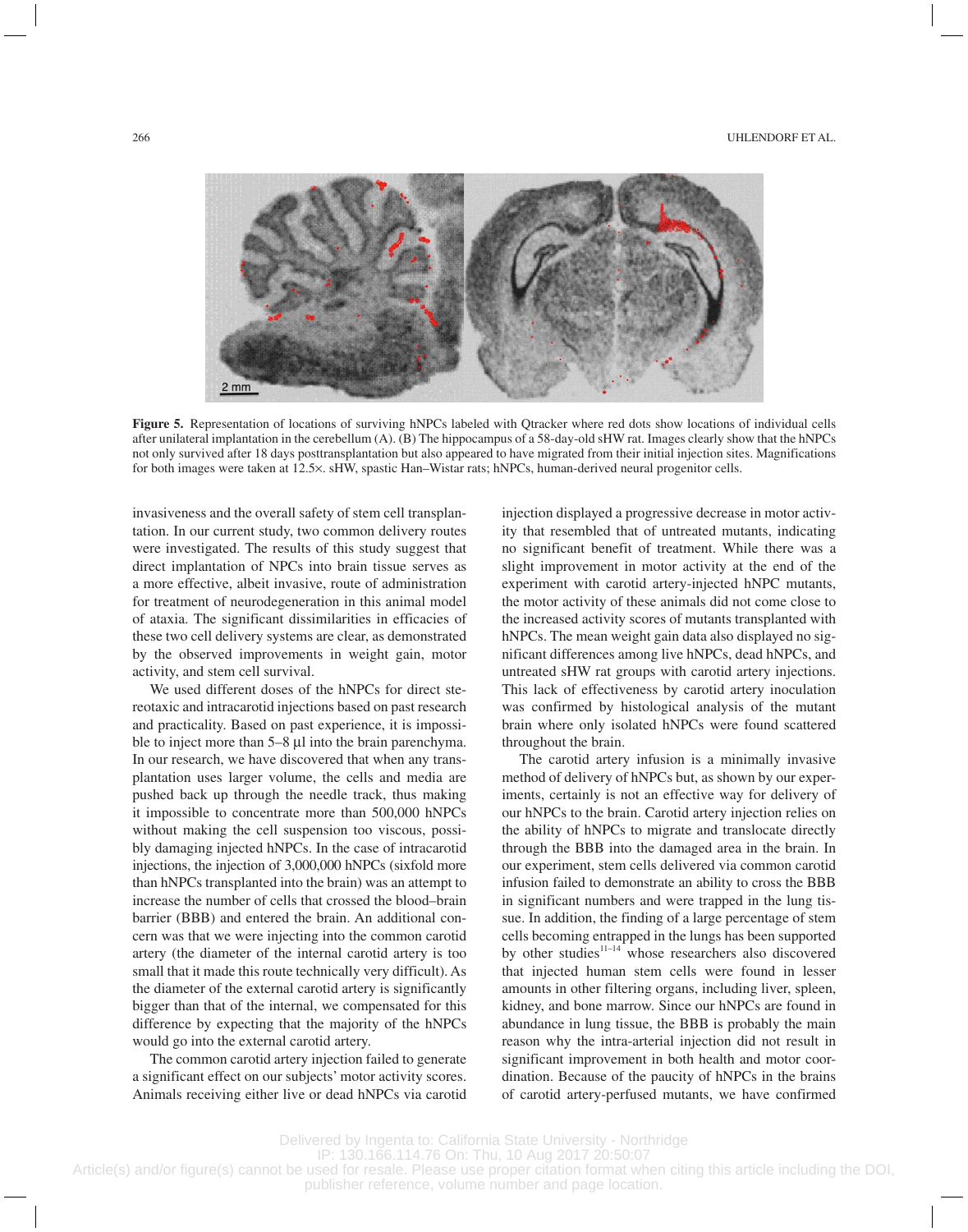2 mm

**Figure 5.** Representation of locations of surviving hNPCs labeled with Qtracker where red dots show locations of individual cells after unilateral implantation in the cerebellum (A). (B) The hippocampus of a 58-day-old sHW rat. Images clearly show that the hNPCs not only survived after 18 days posttransplantation but also appeared to have migrated from their initial injection sites. Magnifications for both images were taken at 12.5×. sHW, spastic Han–Wistar rats; hNPCs, human-derived neural progenitor cells.

invasiveness and the overall safety of stem cell transplantation. In our current study, two common delivery routes were investigated. The results of this study suggest that direct implantation of NPCs into brain tissue serves as a more effective, albeit invasive, route of administration for treatment of neurodegeneration in this animal model of ataxia. The significant dissimilarities in efficacies of these two cell delivery systems are clear, as demonstrated by the observed improvements in weight gain, motor activity, and stem cell survival.

We used different doses of the hNPCs for direct stereotaxic and intracarotid injections based on past research and practicality. Based on past experience, it is impossible to inject more than 5–8 µl into the brain parenchyma. In our research, we have discovered that when any transplantation uses larger volume, the cells and media are pushed back up through the needle track, thus making it impossible to concentrate more than 500,000 hNPCs without making the cell suspension too viscous, possibly damaging injected hNPCs. In the case of intracarotid injections, the injection of 3,000,000 hNPCs (sixfold more than hNPCs transplanted into the brain) was an attempt to increase the number of cells that crossed the blood–brain barrier (BBB) and entered the brain. An additional concern was that we were injecting into the common carotid artery (the diameter of the internal carotid artery is too small that it made this route technically very difficult). As the diameter of the external carotid artery is significantly bigger than that of the internal, we compensated for this difference by expecting that the majority of the hNPCs would go into the external carotid artery.

The common carotid artery injection failed to generate a significant effect on our subjects' motor activity scores. Animals receiving either live or dead hNPCs via carotid injection displayed a progressive decrease in motor activity that resembled that of untreated mutants, indicating no significant benefit of treatment. While there was a slight improvement in motor activity at the end of the experiment with carotid artery-injected hNPC mutants, the motor activity of these animals did not come close to the increased activity scores of mutants transplanted with hNPCs. The mean weight gain data also displayed no significant differences among live hNPCs, dead hNPCs, and untreated sHW rat groups with carotid artery injections. This lack of effectiveness by carotid artery inoculation was confirmed by histological analysis of the mutant brain where only isolated hNPCs were found scattered throughout the brain.

The carotid artery infusion is a minimally invasive method of delivery of hNPCs but, as shown by our experiments, certainly is not an effective way for delivery of our hNPCs to the brain. Carotid artery injection relies on the ability of hNPCs to migrate and translocate directly through the BBB into the damaged area in the brain. In our experiment, stem cells delivered via common carotid infusion failed to demonstrate an ability to cross the BBB in significant numbers and were trapped in the lung tissue. In addition, the finding of a large percentage of stem cells becoming entrapped in the lungs has been supported by other studies[11–14] whose researchers also discovered that injected human stem cells were found in lesser amounts in other filtering organs, including liver, spleen, kidney, and bone marrow. Since our hNPCs are found in abundance in lung tissue, the BBB is probably the main reason why the intra-arterial injection did not result in significant improvement in both health and motor coordination. Because of the paucity of hNPCs in the brains of carotid artery-perfused mutants, we have confirmed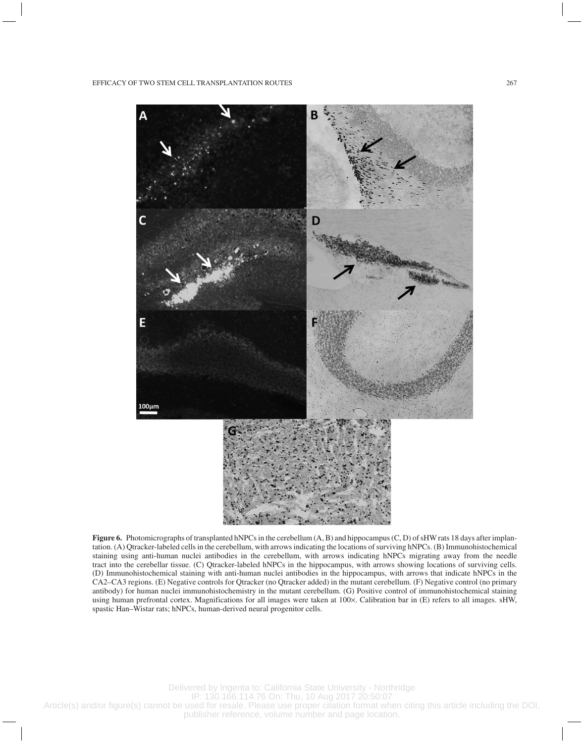**Figure 6.** Photomicrographs of transplanted hNPCs in the cerebellum (A, B) and hippocampus (C, D) of sHW rats 18 days after implantation. (A) Qtracker-labeled cells in the cerebellum, with arrows indicating the locations of surviving hNPCs. (B) Immunohistochemical staining using anti-human nuclei antibodies in the cerebellum, with arrows indicating hNPCs migrating away from the needle tract into the cerebellar tissue. (C) Qtracker-labeled hNPCs in the hippocampus, with arrows showing locations of surviving cells. (D) Immunohistochemical staining with anti-human nuclei antibodies in the hippocampus, with arrows that indicate hNPCs in the CA2–CA3 regions. (E) Negative controls for Qtracker (no Qtracker added) in the mutant cerebellum. (F) Negative control (no primary antibody) for human nuclei immunohistochemistry in the mutant cerebellum. (G) Positive control of immunohistochemical staining using human prefrontal cortex. Magnifications for all images were taken at 100×. Calibration bar in (E) refers to all images. sHW, spastic Han–Wistar rats; hNPCs, human-derived neural progenitor cells.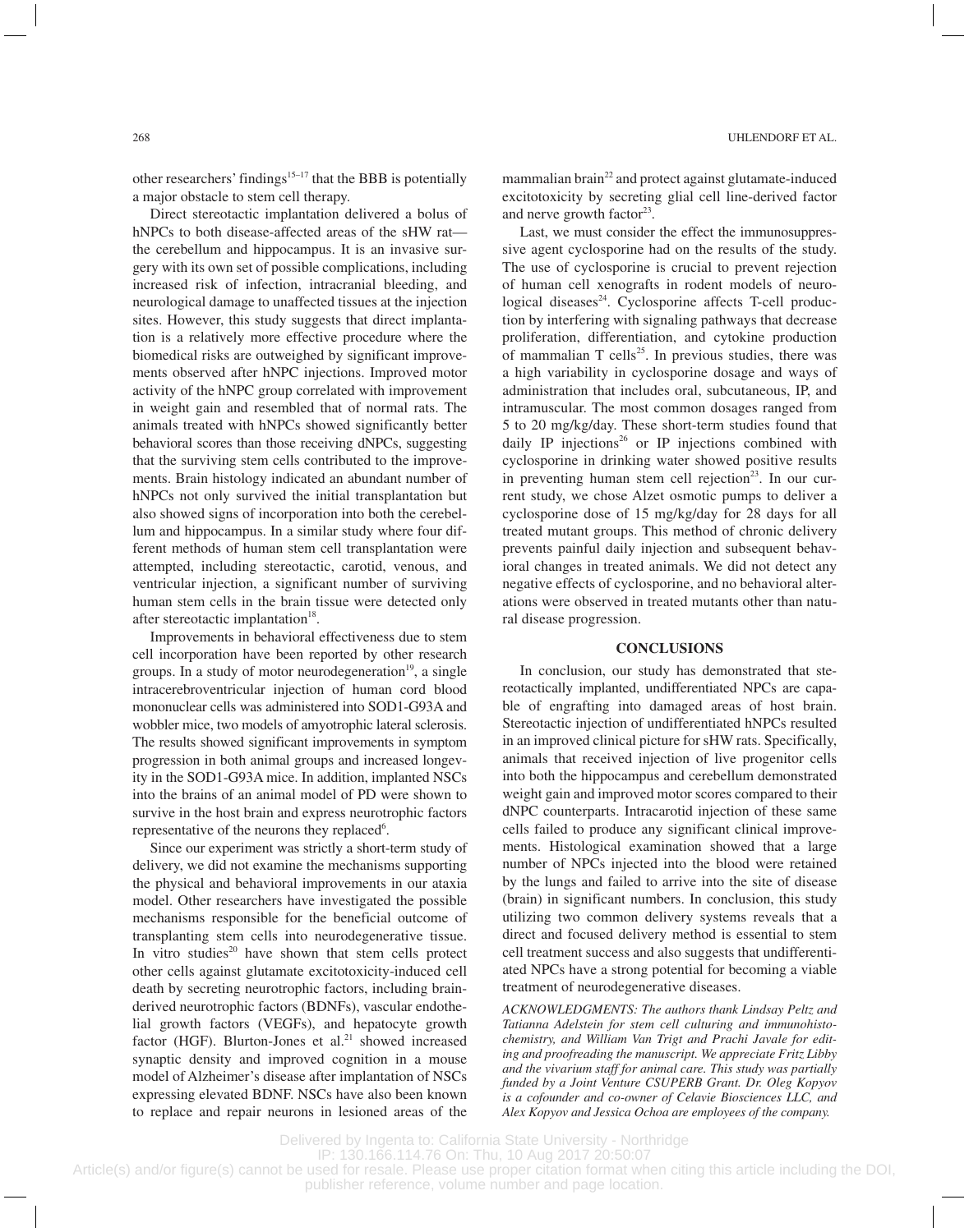other researchers' findings[15–17] that the BBB is potentially a major obstacle to stem cell therapy.

Direct stereotactic implantation delivered a bolus of hNPCs to both disease-affected areas of the sHW rat—the cerebellum and hippocampus. It is an invasive surgery with its own set of possible complications, including increased risk of infection, intracranial bleeding, and neurological damage to unaffected tissues at the injection sites. However, this study suggests that direct implantation is a relatively more effective procedure where the biomedical risks are outweighed by significant improvements observed after hNPC injections. Improved motor activity of the hNPC group correlated with improvement in weight gain and resembled that of normal rats. The animals treated with hNPCs showed significantly better behavioral scores than those receiving dNPCs, suggesting that the surviving stem cells contributed to the improvements. Brain histology indicated an abundant number of hNPCs not only survived the initial transplantation but also showed signs of incorporation into both the cerebellum and hippocampus. In a similar study where four different methods of human stem cell transplantation were attempted, including stereotactic, carotid, venous, and ventricular injection, a significant number of surviving human stem cells in the brain tissue were detected only after stereotactic implantation[18].

Improvements in behavioral effectiveness due to stem cell incorporation have been reported by other research groups. In a study of motor neurodegeneration[19], a single intracerebroventricular injection of human cord blood mononuclear cells was administered into SOD1-G93A and wobbler mice, two models of amyotrophic lateral sclerosis. The results showed significant improvements in symptom progression in both animal groups and increased longevity in the SOD1-G93A mice. In addition, implanted NSCs into the brains of an animal model of PD were shown to survive in the host brain and express neurotrophic factors representative of the neurons they replaced[6].

Since our experiment was strictly a short-term study of delivery, we did not examine the mechanisms supporting the physical and behavioral improvements in our ataxia model. Other researchers have investigated the possible mechanisms responsible for the beneficial outcome of transplanting stem cells into neurodegenerative tissue. In vitro studies[20] have shown that stem cells protect other cells against glutamate excitotoxicity-induced cell death by secreting neurotrophic factors, including brain-derived neurotrophic factors (BDNFs), vascular endothelial growth factors (VEGFs), and hepatocyte growth factor (HGF). Blurton-Jones et al.[21] showed increased synaptic density and improved cognition in a mouse model of Alzheimer's disease after implantation of NSCs expressing elevated BDNF. NSCs have also been known to replace and repair neurons in lesioned areas of the mammalian brain[22] and protect against glutamate-induced excitotoxicity by secreting glial cell line-derived factor and nerve growth factor[23].

Last, we must consider the effect the immunosuppressive agent cyclosporine had on the results of the study. The use of cyclosporine is crucial to prevent rejection of human cell xenografts in rodent models of neurological diseases[24]. Cyclosporine affects T-cell production by interfering with signaling pathways that decrease proliferation, differentiation, and cytokine production of mammalian T cells[25]. In previous studies, there was a high variability in cyclosporine dosage and ways of administration that includes oral, subcutaneous, IP, and intramuscular. The most common dosages ranged from 5 to 20 mg/kg/day. These short-term studies found that daily IP injections[26] or IP injections combined with cyclosporine in drinking water showed positive results in preventing human stem cell rejection[23]. In our current study, we chose Alzet osmotic pumps to deliver a cyclosporine dose of 15 mg/kg/day for 28 days for all treated mutant groups. This method of chronic delivery prevents painful daily injection and subsequent behavioral changes in treated animals. We did not detect any negative effects of cyclosporine, and no behavioral alterations were observed in treated mutants other than natural disease progression.

## CONCLUSIONS

In conclusion, our study has demonstrated that stereotactically implanted, undifferentiated NPCs are capable of engrafting into damaged areas of host brain. Stereotactic injection of undifferentiated hNPCs resulted in an improved clinical picture for sHW rats. Specifically, animals that received injection of live progenitor cells into both the hippocampus and cerebellum demonstrated weight gain and improved motor scores compared to their dNPC counterparts. Intracarotid injection of these same cells failed to produce any significant clinical improvements. Histological examination showed that a large number of NPCs injected into the blood were retained by the lungs and failed to arrive into the site of disease (brain) in significant numbers. In conclusion, this study utilizing two common delivery systems reveals that a direct and focused delivery method is essential to stem cell treatment success and also suggests that undifferentiated NPCs have a strong potential for becoming a viable treatment of neurodegenerative diseases.

*ACKNOWLEDGMENTS: The authors thank Lindsay Peltz and Tatianna Adelstein for stem cell culturing and immunohistochemistry, and William Van Trigt and Prachi Javale for editing and proofreading the manuscript. We appreciate Fritz Libby and the vivarium staff for animal care. This study was partially funded by a Joint Venture CSUPERB Grant. Dr. Oleg Kopyov is a cofounder and co-owner of Celavie Biosciences LLC, and Alex Kopyov and Jessica Ochoa are employees of the company.*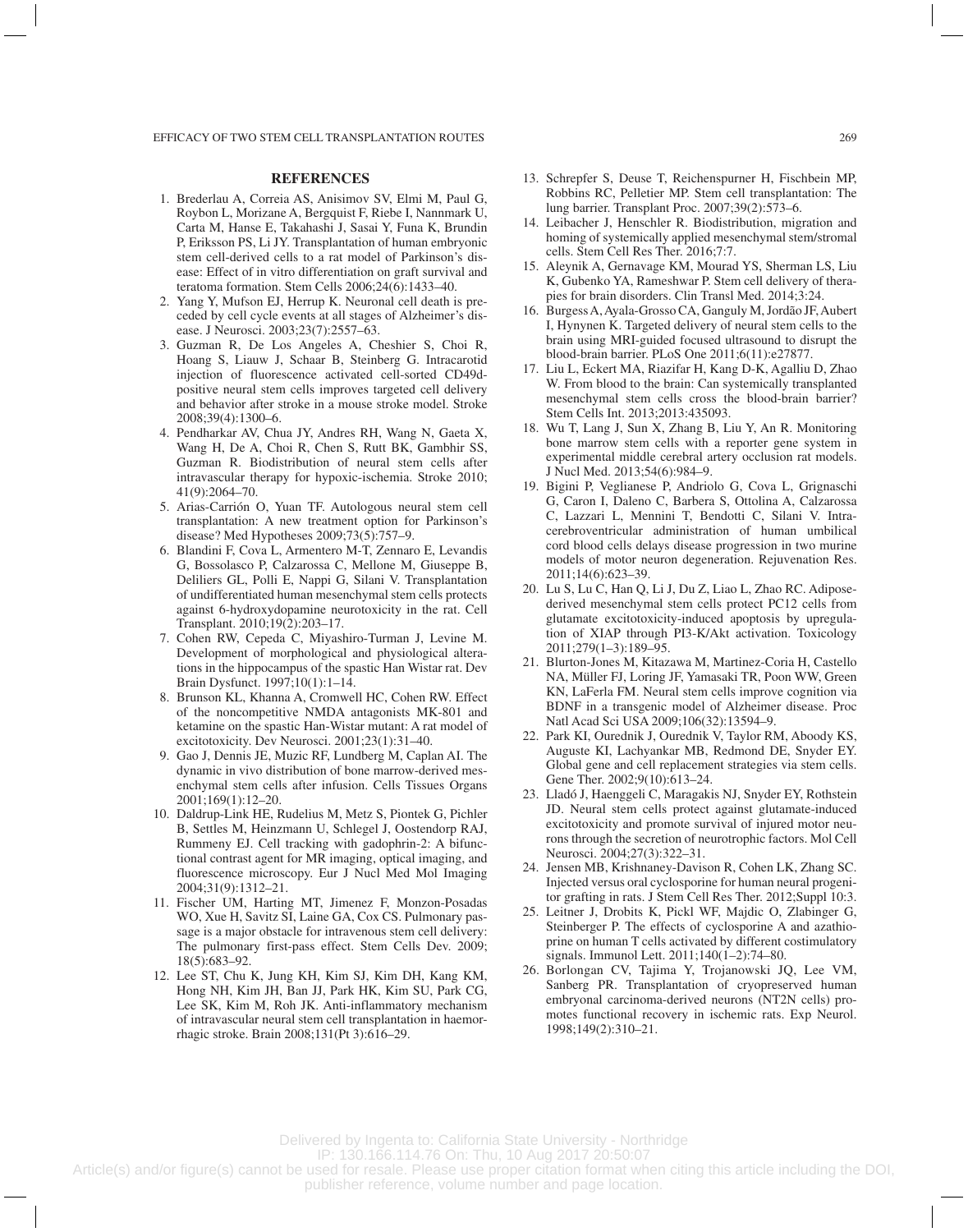## REFERENCES

1. Brederlau A, Correia AS, Anisimov SV, Elmi M, Paul G, Roybon L, Morizane A, Bergquist F, Riebe I, Nannmark U, Carta M, Hanse E, Takahashi J, Sasai Y, Funa K, Brundin P, Eriksson PS, Li JY. Transplantation of human embryonic stem cell-derived cells to a rat model of Parkinson's disease: Effect of in vitro differentiation on graft survival and teratoma formation. Stem Cells 2006;24(6):1433–40.
2. Yang Y, Mufson EJ, Herrup K. Neuronal cell death is preceded by cell cycle events at all stages of Alzheimer's disease. J Neurosci. 2003;23(7):2557–63.
3. Guzman R, De Los Angeles A, Cheshier S, Choi R, Hoang S, Liauw J, Schaar B, Steinberg G. Intracarotid injection of fluorescence activated cell-sorted CD49d-positive neural stem cells improves targeted cell delivery and behavior after stroke in a mouse stroke model. Stroke 2008;39(4):1300–6.
4. Pendharkar AV, Chua JY, Andres RH, Wang N, Gaeta X, Wang H, De A, Choi R, Chen S, Rutt BK, Gambhir SS, Guzman R. Biodistribution of neural stem cells after intravascular therapy for hypoxic-ischemia. Stroke 2010; 41(9):2064–70.
5. Arias-Carrión O, Yuan TF. Autologous neural stem cell transplantation: A new treatment option for Parkinson's disease? Med Hypotheses 2009;73(5):757–9.
6. Blandini F, Cova L, Armentero M-T, Zennaro E, Levandis G, Bossolasco P, Calzarossa C, Mellone M, Giuseppe B, Deliliers GL, Polli E, Nappi G, Silani V. Transplantation of undifferentiated human mesenchymal stem cells protects against 6-hydroxydopamine neurotoxicity in the rat. Cell Transplant. 2010;19(2):203–17.
7. Cohen RW, Cepeda C, Miyashiro-Turman J, Levine M. Development of morphological and physiological alterations in the hippocampus of the spastic Han Wistar rat. Dev Brain Dysfunct. 1997;10(1):1–14.
8. Brunson KL, Khanna A, Cromwell HC, Cohen RW. Effect of the noncompetitive NMDA antagonists MK-801 and ketamine on the spastic Han-Wistar mutant: A rat model of excitotoxicity. Dev Neurosci. 2001;23(1):31–40.
9. Gao J, Dennis JE, Muzic RF, Lundberg M, Caplan AI. The dynamic in vivo distribution of bone marrow-derived mesenchymal stem cells after infusion. Cells Tissues Organs 2001;169(1):12–20.
10. Daldrup-Link HE, Rudelius M, Metz S, Piontek G, Pichler B, Settles M, Heinzmann U, Schlegel J, Oostendorp RAJ, Rummeny EJ. Cell tracking with gadophrin-2: A bifunctional contrast agent for MR imaging, optical imaging, and fluorescence microscopy. Eur J Nucl Med Mol Imaging 2004;31(9):1312–21.
11. Fischer UM, Harting MT, Jimenez F, Monzon-Posadas WO, Xue H, Savitz SI, Laine GA, Cox CS. Pulmonary passage is a major obstacle for intravenous stem cell delivery: The pulmonary first-pass effect. Stem Cells Dev. 2009; 18(5):683–92.
12. Lee ST, Chu K, Jung KH, Kim SJ, Kim DH, Kang KM, Hong NH, Kim JH, Ban JJ, Park HK, Kim SU, Park CG, Lee SK, Kim M, Roh JK. Anti-inflammatory mechanism of intravascular neural stem cell transplantation in haemorrhagic stroke. Brain 2008;131(Pt 3):616–29.
13. Schrepfer S, Deuse T, Reichenspurner H, Fischbein MP, Robbins RC, Pelletier MP. Stem cell transplantation: The lung barrier. Transplant Proc. 2007;39(2):573–6.
14. Leibacher J, Henschler R. Biodistribution, migration and homing of systemically applied mesenchymal stem/stromal cells. Stem Cell Res Ther. 2016;7:7.
15. Aleynik A, Gernavage KM, Mourad YS, Sherman LS, Liu K, Gubenko YA, Rameshwar P. Stem cell delivery of therapies for brain disorders. Clin Transl Med. 2014;3:24.
16. Burgess A, Ayala-Grosso CA, Ganguly M, Jordão JF, Aubert I, Hynynen K. Targeted delivery of neural stem cells to the brain using MRI-guided focused ultrasound to disrupt the blood-brain barrier. PLoS One 2011;6(11):e27877.
17. Liu L, Eckert MA, Riazifar H, Kang D-K, Agalliu D, Zhao W. From blood to the brain: Can systemically transplanted mesenchymal stem cells cross the blood-brain barrier? Stem Cells Int. 2013;2013:435093.
18. Wu T, Lang J, Sun X, Zhang B, Liu Y, An R. Monitoring bone marrow stem cells with a reporter gene system in experimental middle cerebral artery occlusion rat models. J Nucl Med. 2013;54(6):984–9.
19. Bigini P, Veglianese P, Andriolo G, Cova L, Grignaschi G, Caron I, Daleno C, Barbera S, Ottolina A, Calzarossa C, Lazzari L, Mennini T, Bendotti C, Silani V. Intracerebroventricular administration of human umbilical cord blood cells delays disease progression in two murine models of motor neuron degeneration. Rejuvenation Res. 2011;14(6):623–39.
20. Lu S, Lu C, Han Q, Li J, Du Z, Liao L, Zhao RC. Adipose-derived mesenchymal stem cells protect PC12 cells from glutamate excitotoxicity-induced apoptosis by upregulation of XIAP through PI3-K/Akt activation. Toxicology 2011;279(1–3):189–95.
21. Blurton-Jones M, Kitazawa M, Martinez-Coria H, Castello NA, Müller FJ, Loring JF, Yamasaki TR, Poon WW, Green KN, LaFerla FM. Neural stem cells improve cognition via BDNF in a transgenic model of Alzheimer disease. Proc Natl Acad Sci USA 2009;106(32):13594–9.
22. Park KI, Ourednik J, Ourednik V, Taylor RM, Aboody KS, Auguste KI, Lachyankar MB, Redmond DE, Snyder EY. Global gene and cell replacement strategies via stem cells. Gene Ther. 2002;9(10):613–24.
23. Lladó J, Haenggeli C, Maragakis NJ, Snyder EY, Rothstein JD. Neural stem cells protect against glutamate-induced excitotoxicity and promote survival of injured motor neurons through the secretion of neurotrophic factors. Mol Cell Neurosci. 2004;27(3):322–31.
24. Jensen MB, Krishnaney-Davison R, Cohen LK, Zhang SC. Injected versus oral cyclosporine for human neural progenitor grafting in rats. J Stem Cell Res Ther. 2012;Suppl 10:3.
25. Leitner J, Drobits K, Pickl WF, Majdic O, Zlabinger G, Steinberger P. The effects of cyclosporine A and azathioprine on human T cells activated by different costimulatory signals. Immunol Lett. 2011;140(1–2):74–80.
26. Borlongan CV, Tajima Y, Trojanowski JQ, Lee VM, Sanberg PR. Transplantation of cryopreserved human embryonal carcinoma-derived neurons (NT2N cells) promotes functional recovery in ischemic rats. Exp Neurol. 1998;149(2):310–21.